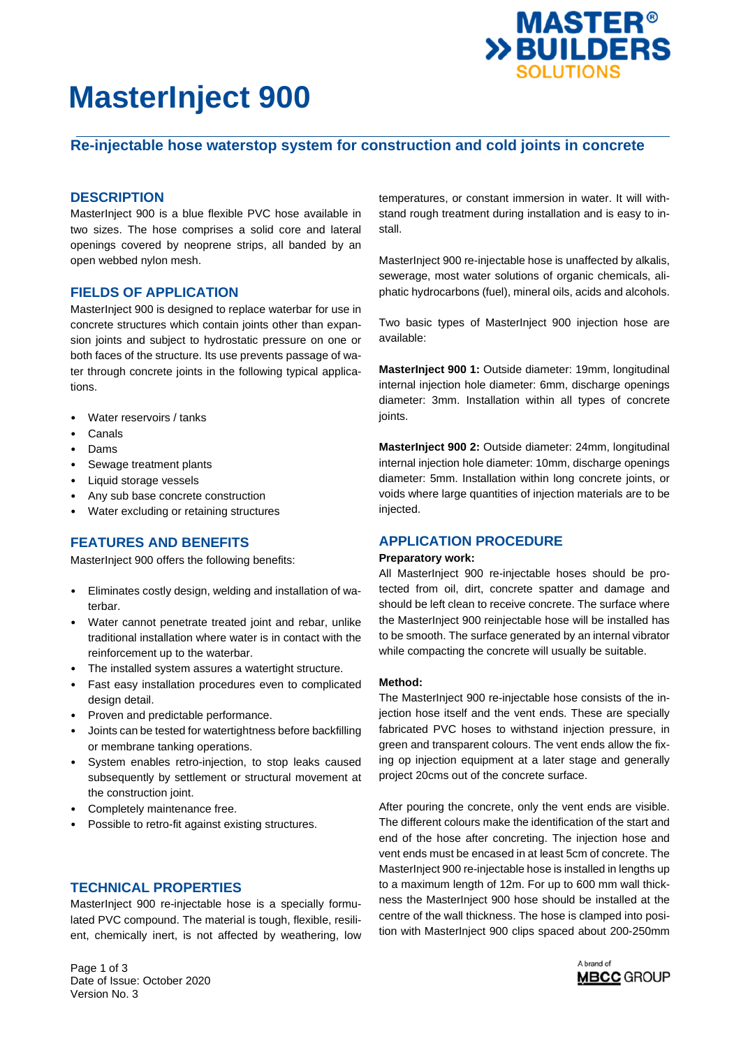# MasterInject 900

## Re-injectable hose waterstop system for construction and cold joints in concrete

### DESCRIPTION

MasterInject 900 is a blue flexible PVC hose available in two sizes. The hose comprises a solid core and lateral openings covered by neoprene strips, all banded by an open webbed nylon mesh.

### FIELDS OF APPLICATION

MasterInject 900 is designed to replace waterbar for use in concrete structures which contain joints other than expansion joints and subject to hydrostatic pressure on one or both faces of the structure. Its use prevents passage of water through concrete joints in the following typical applications.

- Water reservoirs / tanks
- Canals
- Dams
- Sewage treatment plants
- Liquid storage vessels
- Any sub base concrete construction
- Water excluding or retaining structures

### FEATURES AND BENEFITS

MasterInject 900 offers the following benefits:

- Eliminates costly design, welding and installation of waterbar.
- Water cannot penetrate treated joint and rebar, unlike traditional installation where water is in contact with the reinforcement up to the waterbar.
- The installed system assures a watertight structure.
- Fast easy installation procedures even to complicated design detail.
- Proven and predictable performance.
- Joints can be tested for watertightness before backfilling or membrane tanking operations.
- System enables retro-injection, to stop leaks caused subsequently by settlement or structural movement at the construction joint.
- Completely maintenance free.
- Possible to retro-fit against existing structures.

### TECHNICAL PROPERTIES

MasterInject 900 re-injectable hose is a specially formulated PVC compound. The material is tough, flexible, resilient, chemically inert, is not affected by weathering, low temperatures, or constant immersion in water. It will withstand rough treatment during installation and is easy to install.

MasterInject 900 re-injectable hose is unaffected by alkalis, sewerage, most water solutions of organic chemicals, aliphatic hydrocarbons (fuel), mineral oils, acids and alcohols.

Two basic types of MasterInject 900 injection hose are available:

**MasterInject 900 1:** Outside diameter: 19mm, longitudinal internal injection hole diameter: 6mm, discharge openings diameter: 3mm. Installation within all types of concrete joints.

**MasterInject 900 2:** Outside diameter: 24mm, longitudinal internal injection hole diameter: 10mm, discharge openings diameter: 5mm. Installation within long concrete joints, or voids where large quantities of injection materials are to be injected.

### APPLICATION PROCEDURE

**Preparatory work:**

All MasterInject 900 re-injectable hoses should be protected from oil, dirt, concrete spatter and damage and should be left clean to receive concrete. The surface where the MasterInject 900 reinjectable hose will be installed has to be smooth. The surface generated by an internal vibrator while compacting the concrete will usually be suitable.

**Method:**

The MasterInject 900 re-injectable hose consists of the injection hose itself and the vent ends. These are specially fabricated PVC hoses to withstand injection pressure, in green and transparent colours. The vent ends allow the fixing op injection equipment at a later stage and generally project 20cms out of the concrete surface.

After pouring the concrete, only the vent ends are visible. The different colours make the identification of the start and end of the hose after concreting. The injection hose and vent ends must be encased in at least 5cm of concrete. The MasterInject 900 re-injectable hose is installed in lengths up to a maximum length of 12m. For up to 600 mm wall thickness the MasterInject 900 hose should be installed at the centre of the wall thickness. The hose is clamped into position with MasterInject 900 clips spaced about 200-250mm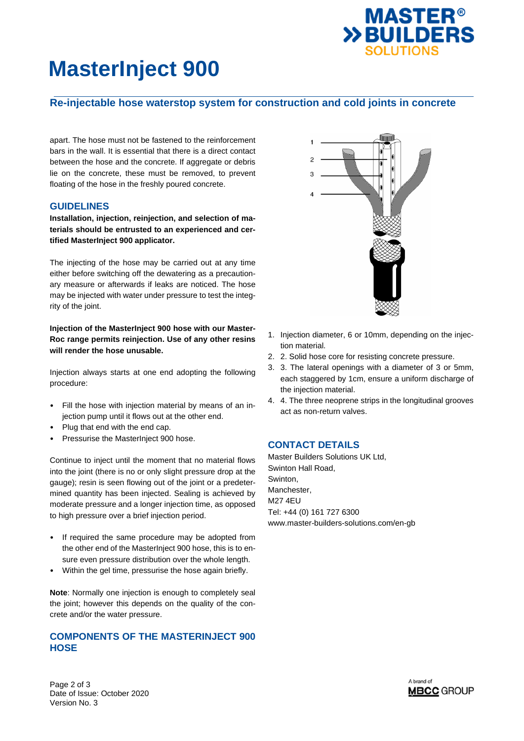# MasterInject 900

## Re-injectable hose waterstop system for construction and cold joints in concrete

apart. The hose must not be fastened to the reinforcement bars in the wall. It is essential that there is a direct contact between the hose and the concrete. If aggregate or debris lie on the concrete, these must be removed, to prevent floating of the hose in the freshly poured concrete.

### GUIDELINES

**Installation, injection, reinjection, and selection of materials should be entrusted to an experienced and certified MasterInject 900 applicator.**

The injecting of the hose may be carried out at any time either before switching off the dewatering as a precautionary measure or afterwards if leaks are noticed. The hose may be injected with water under pressure to test the integrity of the joint.

**Injection of the MasterInject 900 hose with our MasterRoc range permits reinjection. Use of any other resins will render the hose unusable.**

Injection always starts at one end adopting the following procedure:

- Fill the hose with injection material by means of an injection pump until it flows out at the other end.
- Plug that end with the end cap.
- Pressurise the MasterInject 900 hose.

Continue to inject until the moment that no material flows into the joint (there is no or only slight pressure drop at the gauge); resin is seen flowing out of the joint or a predetermined quantity has been injected. Sealing is achieved by moderate pressure and a longer injection time, as opposed to high pressure over a brief injection period.

- If required the same procedure may be adopted from the other end of the MasterInject 900 hose, this is to ensure even pressure distribution over the whole length.
- Within the gel time, pressurise the hose again briefly.

**Note**: Normally one injection is enough to completely seal the joint; however this depends on the quality of the concrete and/or the water pressure.

### COMPONENTS OF THE MASTERINJECT 900 HOSE

1. Injection diameter, 6 or 10mm, depending on the injection material.
2. 2. Solid hose core for resisting concrete pressure.
3. 3. The lateral openings with a diameter of 3 or 5mm, each staggered by 1cm, ensure a uniform discharge of the injection material.
4. 4. The three neoprene strips in the longitudinal grooves act as non-return valves.

### CONTACT DETAILS

Master Builders Solutions UK Ltd,
Swinton Hall Road,
Swinton,
Manchester,
M27 4EU
Tel: +44 (0) 161 727 6300
www.master-builders-solutions.com/en-gb

Date of Issue: October 2020
Version No. 3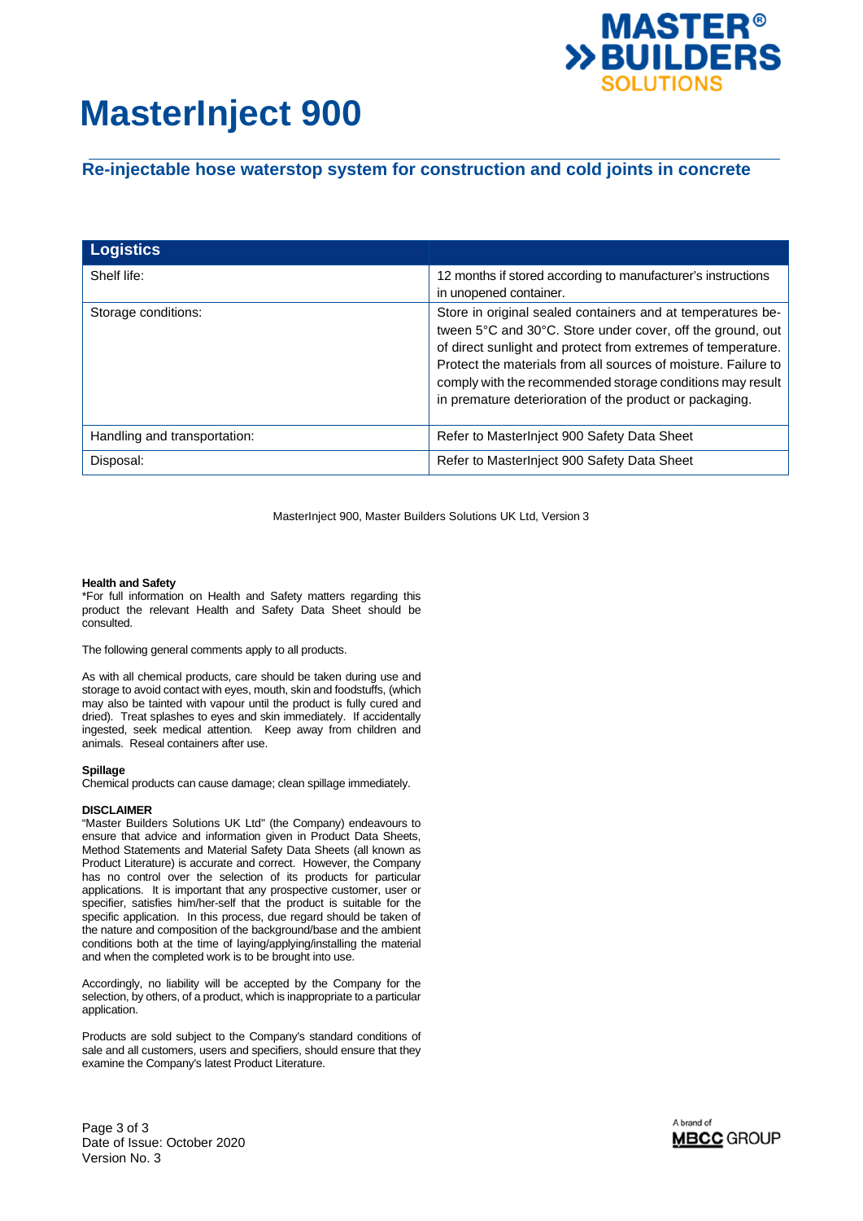# MasterInject 900

## Re-injectable hose waterstop system for construction and cold joints in concrete

| Logistics | |
|---|---|
| Shelf life: | 12 months if stored according to manufacturer's instructions in unopened container. |
| Storage conditions: | Store in original sealed containers and at temperatures between 5°C and 30°C. Store under cover, off the ground, out of direct sunlight and protect from extremes of temperature. Protect the materials from all sources of moisture. Failure to comply with the recommended storage conditions may result in premature deterioration of the product or packaging. |
| Handling and transportation: | Refer to MasterInject 900 Safety Data Sheet |
| Disposal: | Refer to MasterInject 900 Safety Data Sheet |

MasterInject 900, Master Builders Solutions UK Ltd, Version 3

**Health and Safety**
*For full information on Health and Safety matters regarding this product the relevant Health and Safety Data Sheet should be consulted.

The following general comments apply to all products.

As with all chemical products, care should be taken during use and storage to avoid contact with eyes, mouth, skin and foodstuffs, (which may also be tainted with vapour until the product is fully cured and dried). Treat splashes to eyes and skin immediately. If accidentally ingested, seek medical attention. Keep away from children and animals. Reseal containers after use.

**Spillage**
Chemical products can cause damage; clean spillage immediately.

**DISCLAIMER**
"Master Builders Solutions UK Ltd" (the Company) endeavours to ensure that advice and information given in Product Data Sheets, Method Statements and Material Safety Data Sheets (all known as Product Literature) is accurate and correct. However, the Company has no control over the selection of its products for particular applications. It is important that any prospective customer, user or specifier, satisfies him/her-self that the product is suitable for the specific application. In this process, due regard should be taken of the nature and composition of the background/base and the ambient conditions both at the time of laying/applying/installing the material and when the completed work is to be brought into use.

Accordingly, no liability will be accepted by the Company for the selection, by others, of a product, which is inappropriate to a particular application.

Products are sold subject to the Company's standard conditions of sale and all customers, users and specifiers, should ensure that they examine the Company's latest Product Literature.

Date of Issue: October 2020
Version No. 3